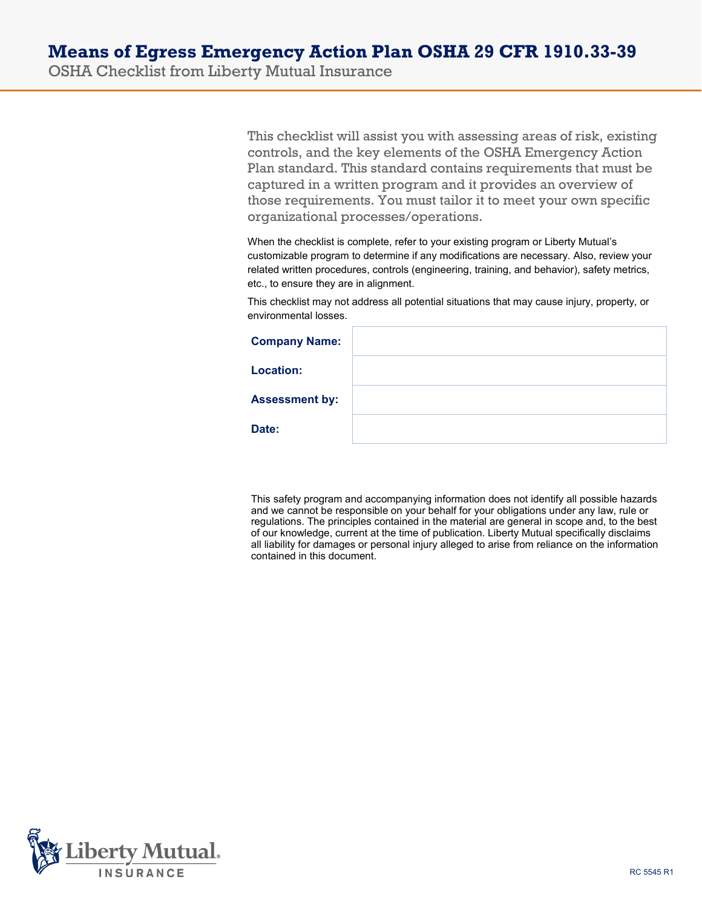# Means of Egress Emergency Action Plan OSHA 29 CFR 1910.33-39

OSHA Checklist from Liberty Mutual Insurance

This checklist will assist you with assessing areas of risk, existing controls, and the key elements of the OSHA Emergency Action Plan standard. This standard contains requirements that must be captured in a written program and it provides an overview of those requirements. You must tailor it to meet your own specific organizational processes/operations.

When the checklist is complete, refer to your existing program or Liberty Mutual's customizable program to determine if any modifications are necessary. Also, review your related written procedures, controls (engineering, training, and behavior), safety metrics, etc., to ensure they are in alignment.

This checklist may not address all potential situations that may cause injury, property, or environmental losses.

| | |
|---|---|
| **Company Name:** | |
| **Location:** | |
| **Assessment by:** | |
| **Date:** | |

This safety program and accompanying information does not identify all possible hazards and we cannot be responsible on your behalf for your obligations under any law, rule or regulations. The principles contained in the material are general in scope and, to the best of our knowledge, current at the time of publication. Liberty Mutual specifically disclaims all liability for damages or personal injury alleged to arise from reliance on the information contained in this document.

Liberty Mutual INSURANCE

RC 5545 R1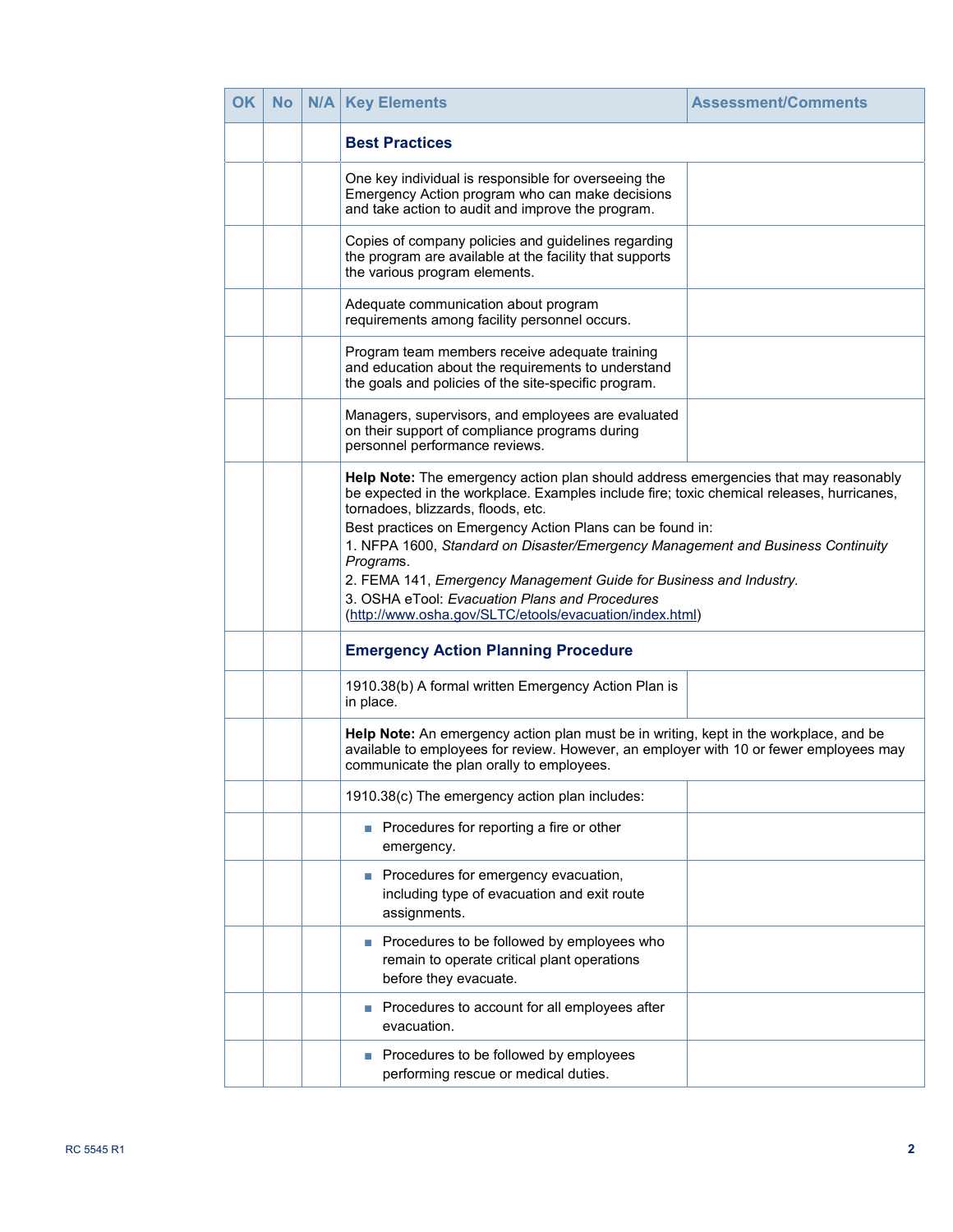| OK | No | N/A | Key Elements | Assessment/Comments |
|---|---|---|---|---|
| | | | **Best Practices** | |
| | | | One key individual is responsible for overseeing the Emergency Action program who can make decisions and take action to audit and improve the program. | |
| | | | Copies of company policies and guidelines regarding the program are available at the facility that supports the various program elements. | |
| | | | Adequate communication about program requirements among facility personnel occurs. | |
| | | | Program team members receive adequate training and education about the requirements to understand the goals and policies of the site-specific program. | |
| | | | Managers, supervisors, and employees are evaluated on their support of compliance programs during personnel performance reviews. | |
| | | | **Help Note:** The emergency action plan should address emergencies that may reasonably be expected in the workplace. Examples include fire; toxic chemical releases, hurricanes, tornadoes, blizzards, floods, etc.<br>Best practices on Emergency Action Plans can be found in:<br>1. NFPA 1600, *Standard on Disaster/Emergency Management and Business Continuity Programs*.<br>2. FEMA 141, *Emergency Management Guide for Business and Industry.*<br>3. OSHA eTool: *Evacuation Plans and Procedures* (http://www.osha.gov/SLTC/etools/evacuation/index.html) | |
| | | | **Emergency Action Planning Procedure** | |
| | | | 1910.38(b) A formal written Emergency Action Plan is in place. | |
| | | | **Help Note:** An emergency action plan must be in writing, kept in the workplace, and be available to employees for review. However, an employer with 10 or fewer employees may communicate the plan orally to employees. | |
| | | | 1910.38(c) The emergency action plan includes: | |
| | | | ▪ Procedures for reporting a fire or other emergency. | |
| | | | ▪ Procedures for emergency evacuation, including type of evacuation and exit route assignments. | |
| | | | ▪ Procedures to be followed by employees who remain to operate critical plant operations before they evacuate. | |
| | | | ▪ Procedures to account for all employees after evacuation. | |
| | | | ▪ Procedures to be followed by employees performing rescue or medical duties. | |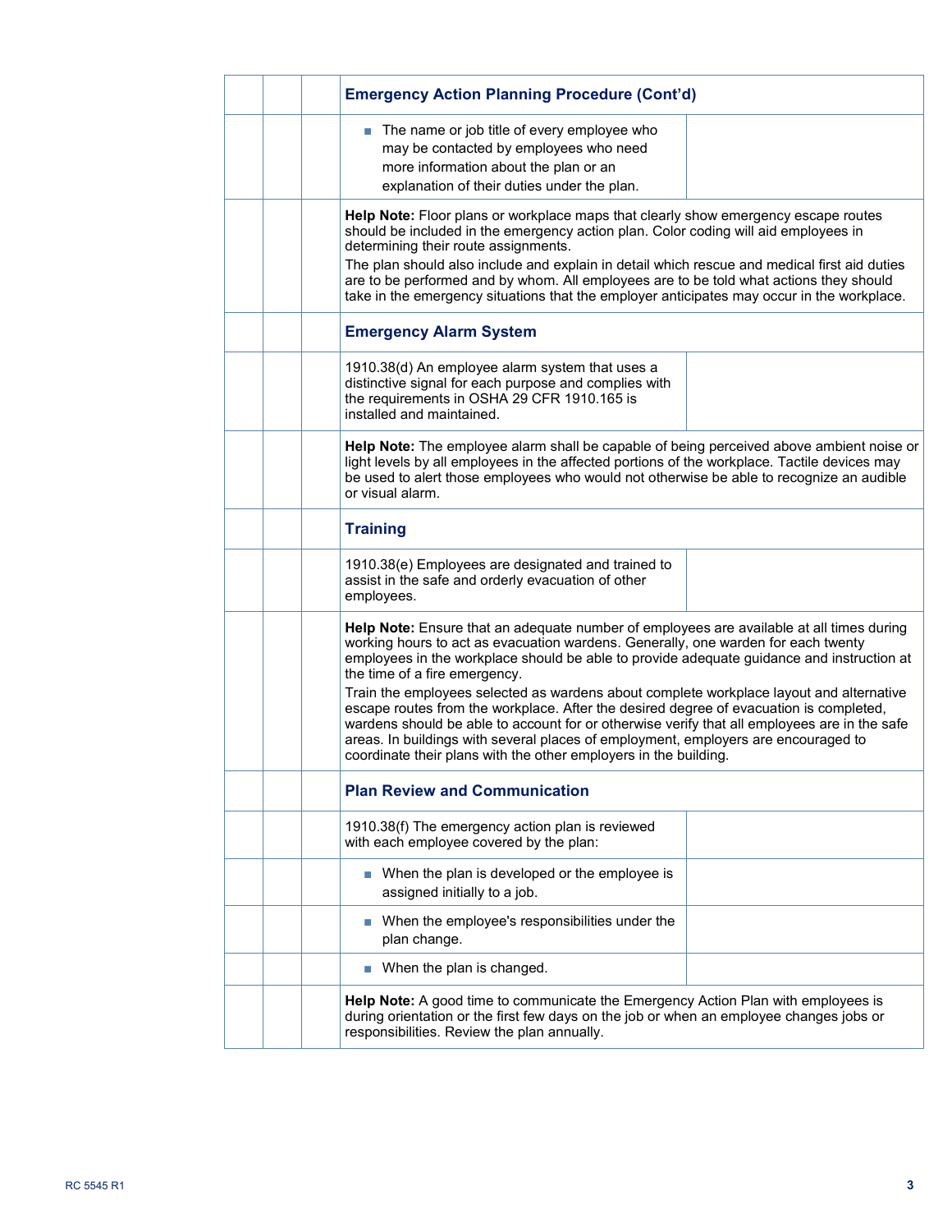| | | | Emergency Action Planning Procedure (Cont'd) | |
|---|---|---|---|---|
| | | | ■ The name or job title of every employee who may be contacted by employees who need more information about the plan or an explanation of their duties under the plan. | |
| | | | **Help Note:** Floor plans or workplace maps that clearly show emergency escape routes should be included in the emergency action plan. Color coding will aid employees in determining their route assignments.<br>The plan should also include and explain in detail which rescue and medical first aid duties are to be performed and by whom. All employees are to be told what actions they should take in the emergency situations that the employer anticipates may occur in the workplace. | |
| | | | **Emergency Alarm System** | |
| | | | 1910.38(d) An employee alarm system that uses a distinctive signal for each purpose and complies with the requirements in OSHA 29 CFR 1910.165 is installed and maintained. | |
| | | | **Help Note:** The employee alarm shall be capable of being perceived above ambient noise or light levels by all employees in the affected portions of the workplace. Tactile devices may be used to alert those employees who would not otherwise be able to recognize an audible or visual alarm. | |
| | | | **Training** | |
| | | | 1910.38(e) Employees are designated and trained to assist in the safe and orderly evacuation of other employees. | |
| | | | **Help Note:** Ensure that an adequate number of employees are available at all times during working hours to act as evacuation wardens. Generally, one warden for each twenty employees in the workplace should be able to provide adequate guidance and instruction at the time of a fire emergency.<br>Train the employees selected as wardens about complete workplace layout and alternative escape routes from the workplace. After the desired degree of evacuation is completed, wardens should be able to account for or otherwise verify that all employees are in the safe areas. In buildings with several places of employment, employers are encouraged to coordinate their plans with the other employers in the building. | |
| | | | **Plan Review and Communication** | |
| | | | 1910.38(f) The emergency action plan is reviewed with each employee covered by the plan: | |
| | | | ■ When the plan is developed or the employee is assigned initially to a job. | |
| | | | ■ When the employee's responsibilities under the plan change. | |
| | | | ■ When the plan is changed. | |
| | | | **Help Note:** A good time to communicate the Emergency Action Plan with employees is during orientation or the first few days on the job or when an employee changes jobs or responsibilities. Review the plan annually. | |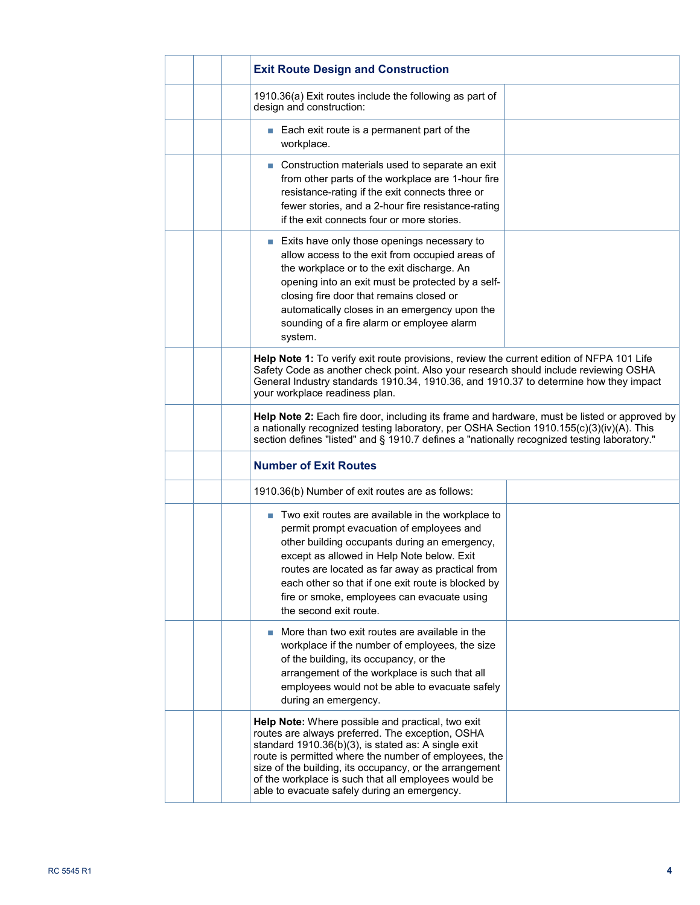| | | | | |
|---|---|---|---|---|
| | | | **Exit Route Design and Construction** | |
| | | | 1910.36(a) Exit routes include the following as part of design and construction: | |
| | | | ■ Each exit route is a permanent part of the workplace. | |
| | | | ■ Construction materials used to separate an exit from other parts of the workplace are 1-hour fire resistance-rating if the exit connects three or fewer stories, and a 2-hour fire resistance-rating if the exit connects four or more stories. | |
| | | | ■ Exits have only those openings necessary to allow access to the exit from occupied areas of the workplace or to the exit discharge. An opening into an exit must be protected by a self-closing fire door that remains closed or automatically closes in an emergency upon the sounding of a fire alarm or employee alarm system. | |
| | | | **Help Note 1:** To verify exit route provisions, review the current edition of NFPA 101 Life Safety Code as another check point. Also your research should include reviewing OSHA General Industry standards 1910.34, 1910.36, and 1910.37 to determine how they impact your workplace readiness plan. | |
| | | | **Help Note 2:** Each fire door, including its frame and hardware, must be listed or approved by a nationally recognized testing laboratory, per OSHA Section 1910.155(c)(3)(iv)(A). This section defines "listed" and § 1910.7 defines a "nationally recognized testing laboratory." | |
| | | | **Number of Exit Routes** | |
| | | | 1910.36(b) Number of exit routes are as follows: | |
| | | | ■ Two exit routes are available in the workplace to permit prompt evacuation of employees and other building occupants during an emergency, except as allowed in Help Note below. Exit routes are located as far away as practical from each other so that if one exit route is blocked by fire or smoke, employees can evacuate using the second exit route. | |
| | | | ■ More than two exit routes are available in the workplace if the number of employees, the size of the building, its occupancy, or the arrangement of the workplace is such that all employees would not be able to evacuate safely during an emergency. | |
| | | | **Help Note:** Where possible and practical, two exit routes are always preferred. The exception, OSHA standard 1910.36(b)(3), is stated as: A single exit route is permitted where the number of employees, the size of the building, its occupancy, or the arrangement of the workplace is such that all employees would be able to evacuate safely during an emergency. | |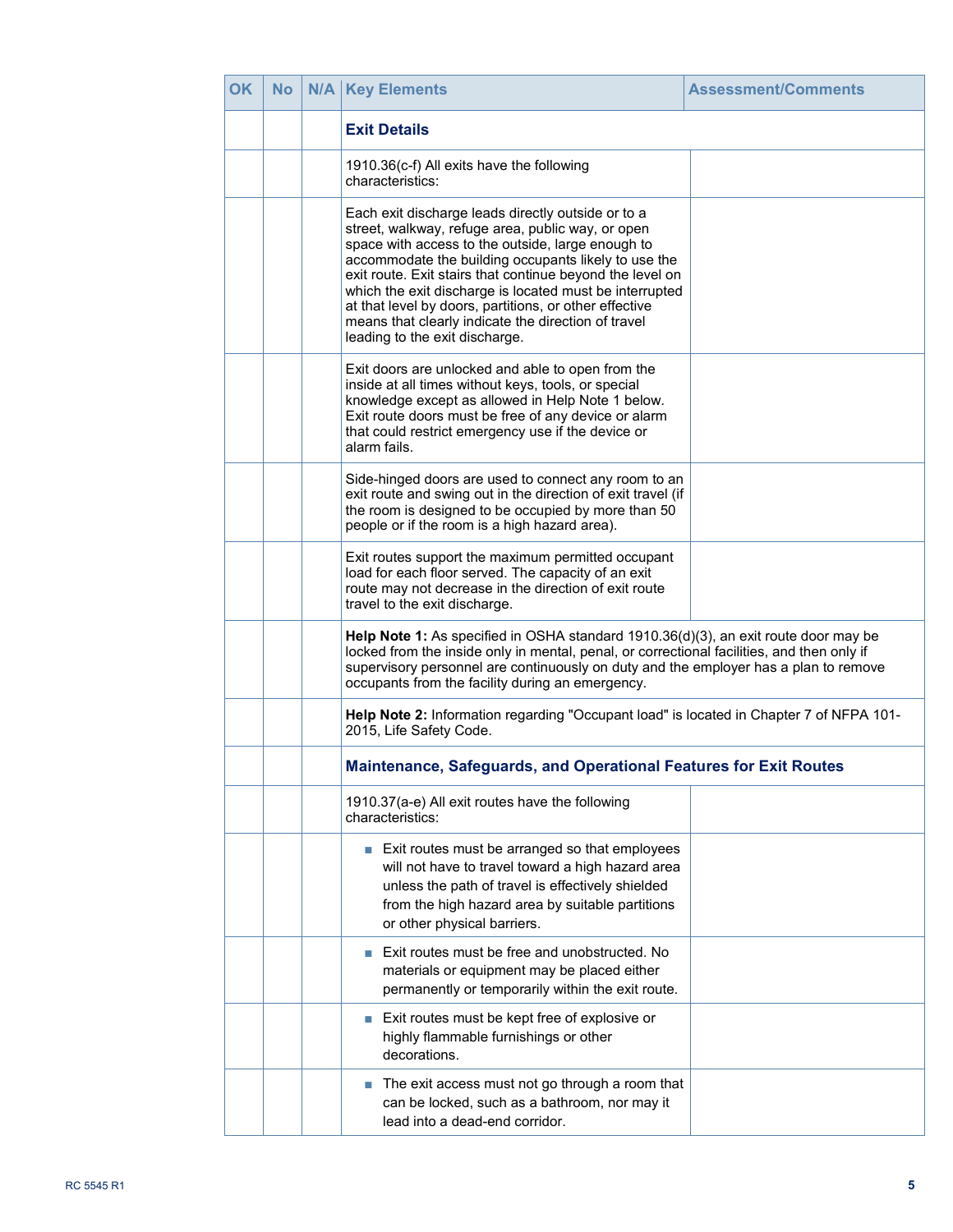| OK | No | N/A | Key Elements | Assessment/Comments |
|---|---|---|---|---|
| | | | **Exit Details** | |
| | | | 1910.36(c-f) All exits have the following characteristics: | |
| | | | Each exit discharge leads directly outside or to a street, walkway, refuge area, public way, or open space with access to the outside, large enough to accommodate the building occupants likely to use the exit route. Exit stairs that continue beyond the level on which the exit discharge is located must be interrupted at that level by doors, partitions, or other effective means that clearly indicate the direction of travel leading to the exit discharge. | |
| | | | Exit doors are unlocked and able to open from the inside at all times without keys, tools, or special knowledge except as allowed in Help Note 1 below. Exit route doors must be free of any device or alarm that could restrict emergency use if the device or alarm fails. | |
| | | | Side-hinged doors are used to connect any room to an exit route and swing out in the direction of exit travel (if the room is designed to be occupied by more than 50 people or if the room is a high hazard area). | |
| | | | Exit routes support the maximum permitted occupant load for each floor served. The capacity of an exit route may not decrease in the direction of exit route travel to the exit discharge. | |
| | | | **Help Note 1:** As specified in OSHA standard 1910.36(d)(3), an exit route door may be locked from the inside only in mental, penal, or correctional facilities, and then only if supervisory personnel are continuously on duty and the employer has a plan to remove occupants from the facility during an emergency. | |
| | | | **Help Note 2:** Information regarding "Occupant load" is located in Chapter 7 of NFPA 101-2015, Life Safety Code. | |
| | | | **Maintenance, Safeguards, and Operational Features for Exit Routes** | |
| | | | 1910.37(a-e) All exit routes have the following characteristics: | |
| | | | ■ Exit routes must be arranged so that employees will not have to travel toward a high hazard area unless the path of travel is effectively shielded from the high hazard area by suitable partitions or other physical barriers. | |
| | | | ■ Exit routes must be free and unobstructed. No materials or equipment may be placed either permanently or temporarily within the exit route. | |
| | | | ■ Exit routes must be kept free of explosive or highly flammable furnishings or other decorations. | |
| | | | ■ The exit access must not go through a room that can be locked, such as a bathroom, nor may it lead into a dead-end corridor. | |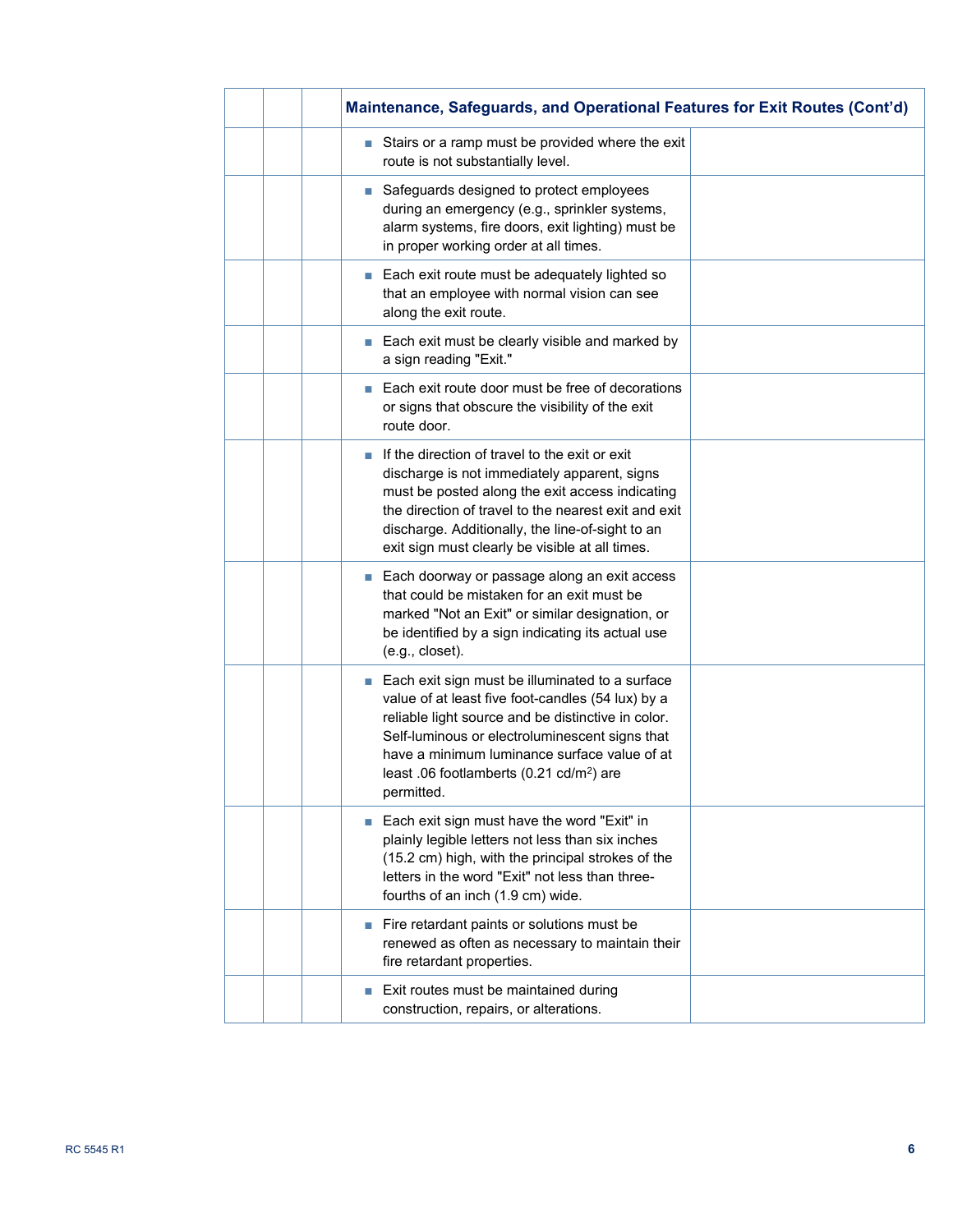|  |  |  | Maintenance, Safeguards, and Operational Features for Exit Routes (Cont'd) |  |
|---|---|---|---|---|
|  |  |  | ■ Stairs or a ramp must be provided where the exit route is not substantially level. |  |
|  |  |  | ■ Safeguards designed to protect employees during an emergency (e.g., sprinkler systems, alarm systems, fire doors, exit lighting) must be in proper working order at all times. |  |
|  |  |  | ■ Each exit route must be adequately lighted so that an employee with normal vision can see along the exit route. |  |
|  |  |  | ■ Each exit must be clearly visible and marked by a sign reading "Exit." |  |
|  |  |  | ■ Each exit route door must be free of decorations or signs that obscure the visibility of the exit route door. |  |
|  |  |  | ■ If the direction of travel to the exit or exit discharge is not immediately apparent, signs must be posted along the exit access indicating the direction of travel to the nearest exit and exit discharge. Additionally, the line-of-sight to an exit sign must clearly be visible at all times. |  |
|  |  |  | ■ Each doorway or passage along an exit access that could be mistaken for an exit must be marked "Not an Exit" or similar designation, or be identified by a sign indicating its actual use (e.g., closet). |  |
|  |  |  | ■ Each exit sign must be illuminated to a surface value of at least five foot-candles (54 lux) by a reliable light source and be distinctive in color. Self-luminous or electroluminescent signs that have a minimum luminance surface value of at least .06 footlamberts (0.21 cd/$m^2$) are permitted. |  |
|  |  |  | ■ Each exit sign must have the word "Exit" in plainly legible letters not less than six inches (15.2 cm) high, with the principal strokes of the letters in the word "Exit" not less than three-fourths of an inch (1.9 cm) wide. |  |
|  |  |  | ■ Fire retardant paints or solutions must be renewed as often as necessary to maintain their fire retardant properties. |  |
|  |  |  | ■ Exit routes must be maintained during construction, repairs, or alterations. |  |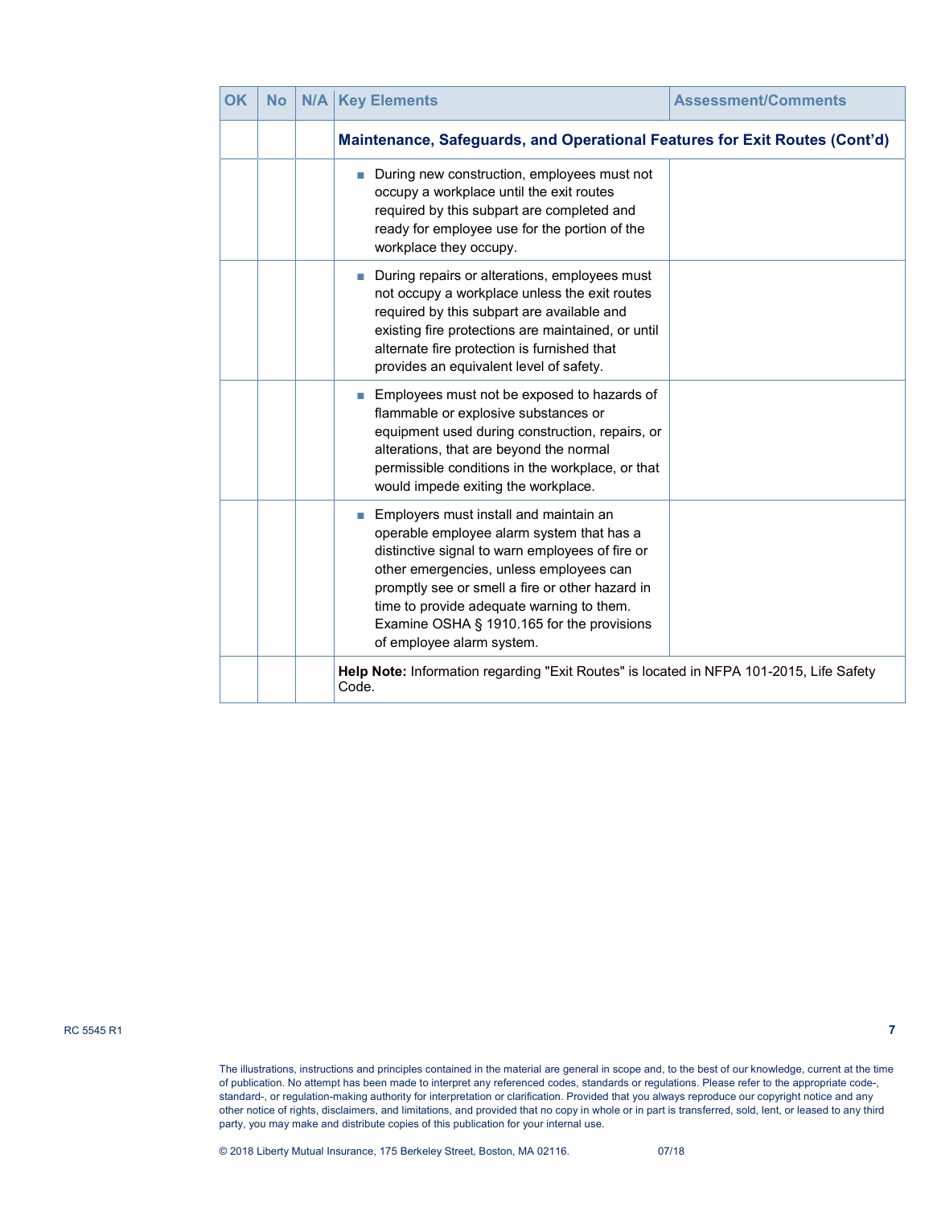| OK | No | N/A | Key Elements | Assessment/Comments |
|---|---|---|---|---|
| | | | **Maintenance, Safeguards, and Operational Features for Exit Routes (Cont'd)** | |
| | | | ■ During new construction, employees must not occupy a workplace until the exit routes required by this subpart are completed and ready for employee use for the portion of the workplace they occupy. | |
| | | | ■ During repairs or alterations, employees must not occupy a workplace unless the exit routes required by this subpart are available and existing fire protections are maintained, or until alternate fire protection is furnished that provides an equivalent level of safety. | |
| | | | ■ Employees must not be exposed to hazards of flammable or explosive substances or equipment used during construction, repairs, or alterations, that are beyond the normal permissible conditions in the workplace, or that would impede exiting the workplace. | |
| | | | ■ Employers must install and maintain an operable employee alarm system that has a distinctive signal to warn employees of fire or other emergencies, unless employees can promptly see or smell a fire or other hazard in time to provide adequate warning to them. Examine OSHA § 1910.165 for the provisions of employee alarm system. | |
| | | | **Help Note:** Information regarding "Exit Routes" is located in NFPA 101-2015, Life Safety Code. | |

RC 5545 R1

The illustrations, instructions and principles contained in the material are general in scope and, to the best of our knowledge, current at the time of publication. No attempt has been made to interpret any referenced codes, standards or regulations. Please refer to the appropriate code-, standard-, or regulation-making authority for interpretation or clarification. Provided that you always reproduce our copyright notice and any other notice of rights, disclaimers, and limitations, and provided that no copy in whole or in part is transferred, sold, lent, or leased to any third party, you may make and distribute copies of this publication for your internal use.

© 2018 Liberty Mutual Insurance, 175 Berkeley Street, Boston, MA 02116. 07/18